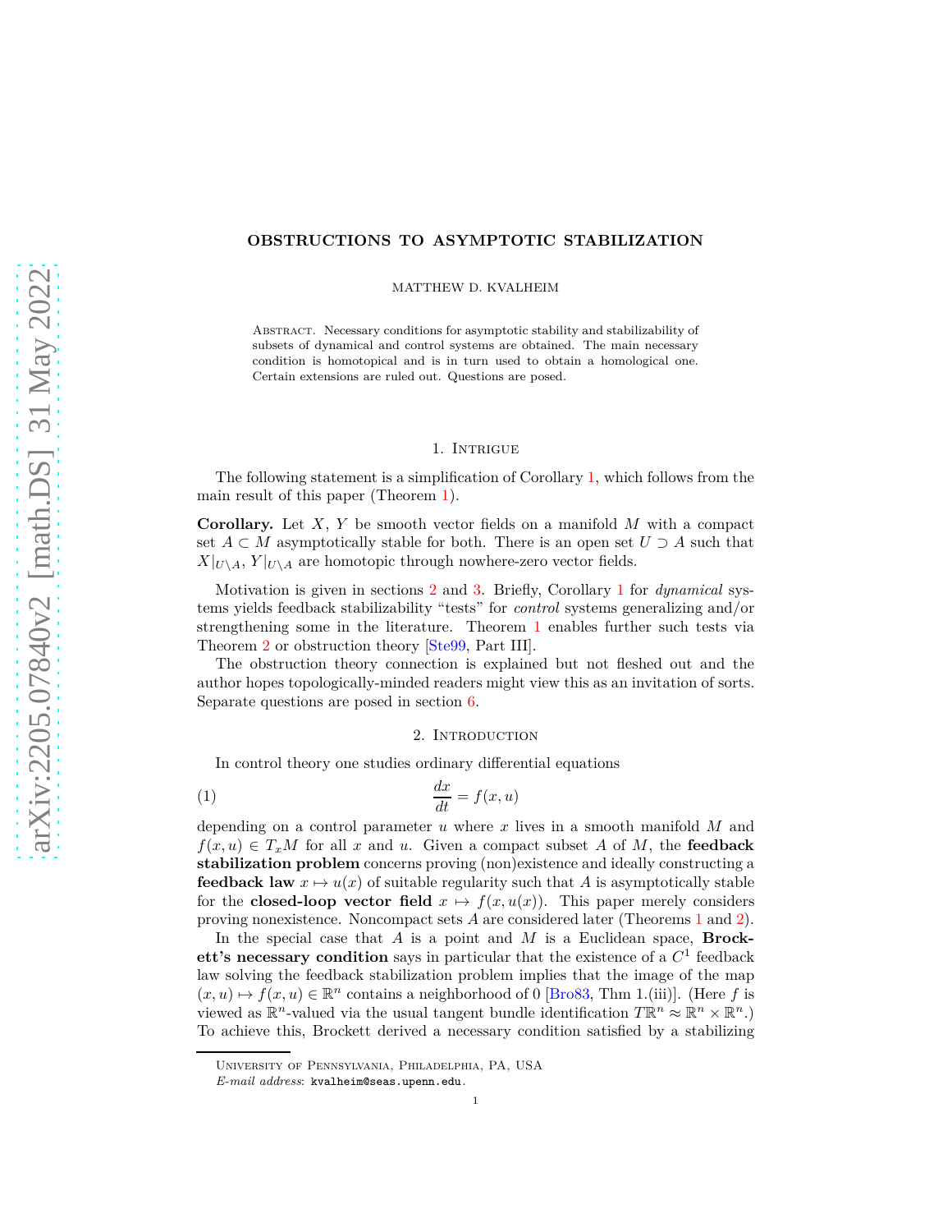# OBSTRUCTIONS TO ASYMPTOTIC STABILIZATION

MATTHEW D. KVALHEIM

Abstract. Necessary conditions for asymptotic stability and stabilizability of subsets of dynamical and control systems are obtained. The main necessary condition is homotopical and is in turn used to obtain a homological one. Certain extensions are ruled out. Questions are posed.

## 1. Intrigue

The following statement is a simplification of Corollary 1, which follows from the main result of this paper (Theorem 1).

**Corollary.** Let $X$, $Y$ be smooth vector fields on a manifold $M$ with a compact set $A \subset M$ asymptotically stable for both. There is an open set $U \supset A$ such that $X|_{U \setminus A}$, $Y|_{U \setminus A}$ are homotopic through nowhere-zero vector fields.

Motivation is given in sections 2 and 3. Briefly, Corollary 1 for *dynamical* systems yields feedback stabilizability "tests" for *control* systems generalizing and/or strengthening some in the literature. Theorem 1 enables further such tests via Theorem 2 or obstruction theory [Ste99, Part III].

The obstruction theory connection is explained but not fleshed out and the author hopes topologically-minded readers might view this as an invitation of sorts. Separate questions are posed in section 6.

## 2. Introduction

In control theory one studies ordinary differential equations

$$\frac{dx}{dt} = f(x, u) \tag{1}$$

depending on a control parameter $u$ where $x$ lives in a smooth manifold $M$ and $f(x, u) \in T_x M$ for all $x$ and $u$. Given a compact subset $A$ of $M$, the **feedback stabilization problem** concerns proving (non)existence and ideally constructing a **feedback law** $x \mapsto u(x)$ of suitable regularity such that $A$ is asymptotically stable for the **closed-loop vector field** $x \mapsto f(x, u(x))$. This paper merely considers proving nonexistence. Noncompact sets $A$ are considered later (Theorems 1 and 2).

In the special case that $A$ is a point and $M$ is a Euclidean space, **Brockett's necessary condition** says in particular that the existence of a $C^1$ feedback law solving the feedback stabilization problem implies that the image of the map $(x, u) \mapsto f(x, u) \in \mathbb{R}^n$ contains a neighborhood of 0 [Bro83, Thm 1.(iii)]. (Here $f$ is viewed as $\mathbb{R}^n$-valued via the usual tangent bundle identification $T\mathbb{R}^n \approx \mathbb{R}^n \times \mathbb{R}^n$.) To achieve this, Brockett derived a necessary condition satisfied by a stabilizing

University of Pennsylvania, Philadelphia, PA, USA

*E-mail address*: kvalheim@seas.upenn.edu.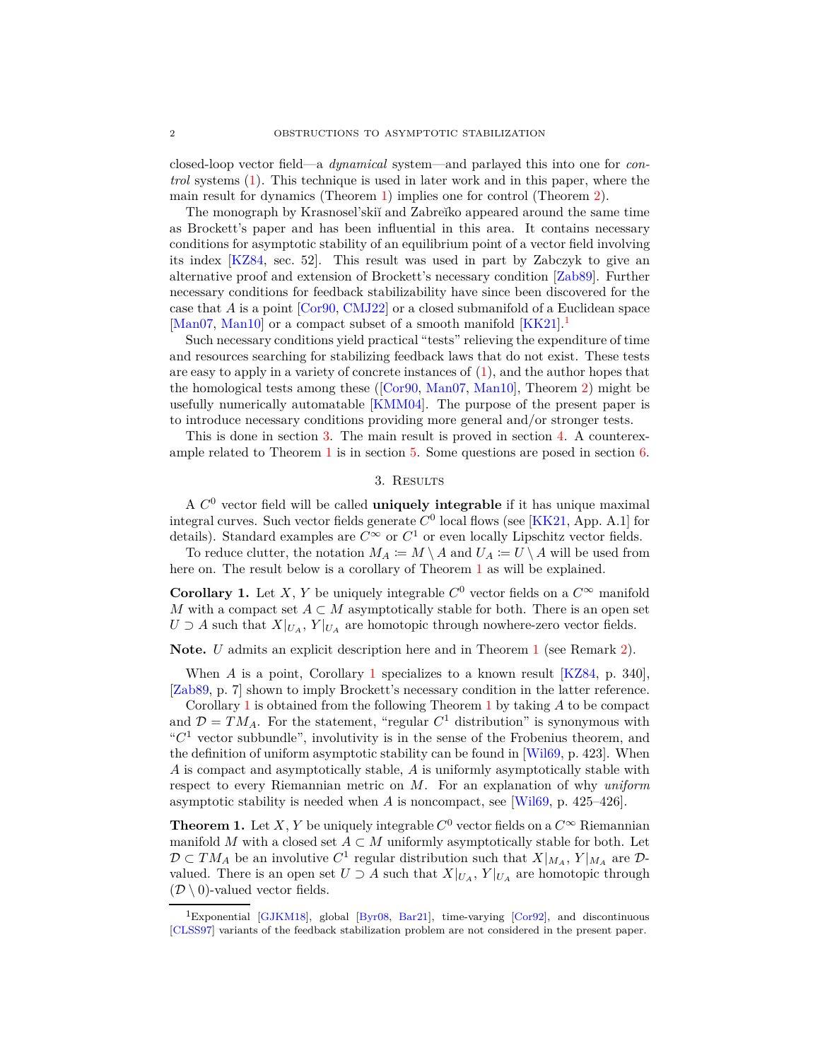closed-loop vector field—a *dynamical* system—and parlayed this into one for *control* systems (1). This technique is used in later work and in this paper, where the main result for dynamics (Theorem 1) implies one for control (Theorem 2).

The monograph by Krasnosel'skiĭ and Zabreĭko appeared around the same time as Brockett's paper and has been influential in this area. It contains necessary conditions for asymptotic stability of an equilibrium point of a vector field involving its index [KZ84, sec. 52]. This result was used in part by Zabczyk to give an alternative proof and extension of Brockett's necessary condition [Zab89]. Further necessary conditions for feedback stabilizability have since been discovered for the case that $A$ is a point [Cor90, CMJ22] or a closed submanifold of a Euclidean space [Man07, Man10] or a compact subset of a smooth manifold [KK21].[1]

Such necessary conditions yield practical "tests" relieving the expenditure of time and resources searching for stabilizing feedback laws that do not exist. These tests are easy to apply in a variety of concrete instances of (1), and the author hopes that the homological tests among these ([Cor90, Man07, Man10], Theorem 2) might be usefully numerically automatable [KMM04]. The purpose of the present paper is to introduce necessary conditions providing more general and/or stronger tests.

This is done in section 3. The main result is proved in section 4. A counterexample related to Theorem 1 is in section 5. Some questions are posed in section 6.

## 3. Results

A $C^0$ vector field will be called **uniquely integrable** if it has unique maximal integral curves. Such vector fields generate $C^0$ local flows (see [KK21, App. A.1] for details). Standard examples are $C^\infty$ or $C^1$ or even locally Lipschitz vector fields.

To reduce clutter, the notation $M_A := M \setminus A$ and $U_A := U \setminus A$ will be used from here on. The result below is a corollary of Theorem 1 as will be explained.

**Corollary 1.** Let $X$, $Y$ be uniquely integrable $C^0$ vector fields on a $C^\infty$ manifold $M$ with a compact set $A \subset M$ asymptotically stable for both. There is an open set $U \supset A$ such that $X|_{U_A}$, $Y|_{U_A}$ are homotopic through nowhere-zero vector fields.

**Note.** $U$ admits an explicit description here and in Theorem 1 (see Remark 2).

When $A$ is a point, Corollary 1 specializes to a known result [KZ84, p. 340], [Zab89, p. 7] shown to imply Brockett's necessary condition in the latter reference.

Corollary 1 is obtained from the following Theorem 1 by taking $A$ to be compact and $\mathcal{D} = TM_A$. For the statement, "regular $C^1$ distribution" is synonymous with "$C^1$ vector subbundle", involutivity is in the sense of the Frobenius theorem, and the definition of uniform asymptotic stability can be found in [Wil69, p. 423]. When $A$ is compact and asymptotically stable, $A$ is uniformly asymptotically stable with respect to every Riemannian metric on $M$. For an explanation of why *uniform* asymptotic stability is needed when $A$ is noncompact, see [Wil69, p. 425–426].

**Theorem 1.** Let $X$, $Y$ be uniquely integrable $C^0$ vector fields on a $C^\infty$ Riemannian manifold $M$ with a closed set $A \subset M$ uniformly asymptotically stable for both. Let $\mathcal{D} \subset TM_A$ be an involutive $C^1$ regular distribution such that $X|_{M_A}$, $Y|_{M_A}$ are $\mathcal{D}$-valued. There is an open set $U \supset A$ such that $X|_{U_A}$, $Y|_{U_A}$ are homotopic through $(\mathcal{D} \setminus 0)$-valued vector fields.

---

[1] Exponential [GJKM18], global [Byr08, Bar21], time-varying [Cor92], and discontinuous [CLSS97] variants of the feedback stabilization problem are not considered in the present paper.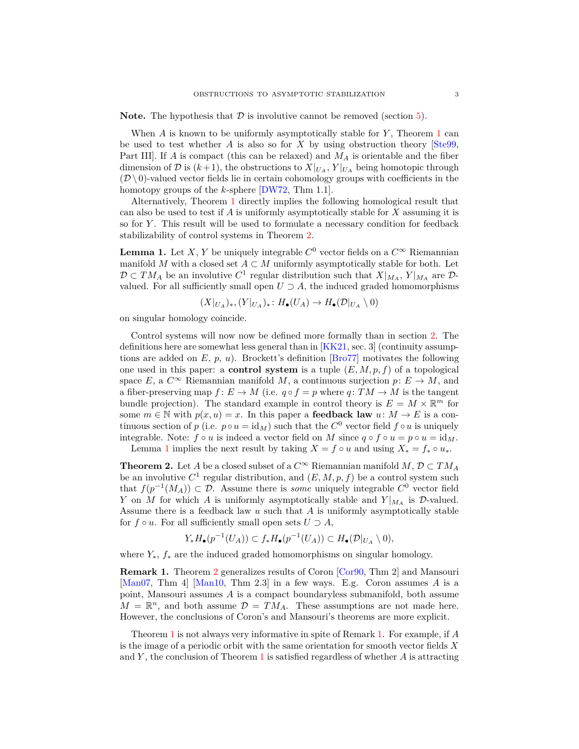**Note.** The hypothesis that $\mathcal{D}$ is involutive cannot be removed (section 5).

When $A$ is known to be uniformly asymptotically stable for $Y$, Theorem 1 can be used to test whether $A$ is also so for $X$ by using obstruction theory [Ste99, Part III]. If $A$ is compact (this can be relaxed) and $M_A$ is orientable and the fiber dimension of $\mathcal{D}$ is $(k+1)$, the obstructions to $X|_{U_A}$, $Y|_{U_A}$ being homotopic through $(\mathcal{D}\setminus 0)$-valued vector fields lie in certain cohomology groups with coefficients in the homotopy groups of the $k$-sphere [DW72, Thm 1.1].

Alternatively, Theorem 1 directly implies the following homological result that can also be used to test if $A$ is uniformly asymptotically stable for $X$ assuming it is so for $Y$. This result will be used to formulate a necessary condition for feedback stabilizability of control systems in Theorem 2.

**Lemma 1.** *Let $X$, $Y$ be uniquely integrable $C^0$ vector fields on a $C^\infty$ Riemannian manifold $M$ with a closed set $A \subset M$ uniformly asymptotically stable for both. Let $\mathcal{D} \subset TM_A$ be an involutive $C^1$ regular distribution such that $X|_{M_A}$, $Y|_{M_A}$ are $\mathcal{D}$-valued. For all sufficiently small open $U \supset A$, the induced graded homomorphisms*

$$(X|_{U_A})_*, (Y|_{U_A})_* \colon H_\bullet(U_A) \to H_\bullet(\mathcal{D}|_{U_A} \setminus 0)$$

*on singular homology coincide.*

Control systems will now now be defined more formally than in section 2. The definitions here are somewhat less general than in [KK21, sec. 3] (continuity assumptions are added on $E$, $p$, $u$). Brockett's definition [Bro77] motivates the following one used in this paper: a **control system** is a tuple $(E, M, p, f)$ of a topological space $E$, a $C^\infty$ Riemannian manifold $M$, a continuous surjection $p\colon E \to M$, and a fiber-preserving map $f\colon E \to M$ (i.e. $q \circ f = p$ where $q\colon TM \to M$ is the tangent bundle projection). The standard example in control theory is $E = M \times \mathbb{R}^m$ for some $m \in \mathbb{N}$ with $p(x,u) = x$. In this paper a **feedback law** $u\colon M \to E$ is a continuous section of $p$ (i.e. $p \circ u = \mathrm{id}_M$) such that the $C^0$ vector field $f \circ u$ is uniquely integrable. Note: $f \circ u$ is indeed a vector field on $M$ since $q \circ f \circ u = p \circ u = \mathrm{id}_M$.

Lemma 1 implies the next result by taking $X = f \circ u$ and using $X_* = f_* \circ u_*$.

**Theorem 2.** *Let $A$ be a closed subset of a $C^\infty$ Riemannian manifold $M$, $\mathcal{D} \subset TM_A$ be an involutive $C^1$ regular distribution, and $(E, M, p, f)$ be a control system such that $f(p^{-1}(M_A)) \subset \mathcal{D}$. Assume there is some uniquely integrable $C^0$ vector field $Y$ on $M$ for which $A$ is uniformly asymptotically stable and $Y|_{M_A}$ is $\mathcal{D}$-valued. Assume there is a feedback law $u$ such that $A$ is uniformly asymptotically stable for $f \circ u$. For all sufficiently small open sets $U \supset A$,*

$$Y_* H_\bullet(p^{-1}(U_A)) \subset f_* H_\bullet(p^{-1}(U_A)) \subset H_\bullet(\mathcal{D}|_{U_A} \setminus 0),$$

*where $Y_*$, $f_*$ are the induced graded homomorphisms on singular homology.*

**Remark 1.** Theorem 2 generalizes results of Coron [Cor90, Thm 2] and Mansouri [Man07, Thm 4] [Man10, Thm 2.3] in a few ways. E.g. Coron assumes $A$ is a point, Mansouri assumes $A$ is a compact boundaryless submanifold, both assume $M = \mathbb{R}^n$, and both assume $\mathcal{D} = TM_A$. These assumptions are not made here. However, the conclusions of Coron's and Mansouri's theorems are more explicit.

Theorem 1 is not always very informative in spite of Remark 1. For example, if $A$ is the image of a periodic orbit with the same orientation for smooth vector fields $X$ and $Y$, the conclusion of Theorem 1 is satisfied regardless of whether $A$ is attracting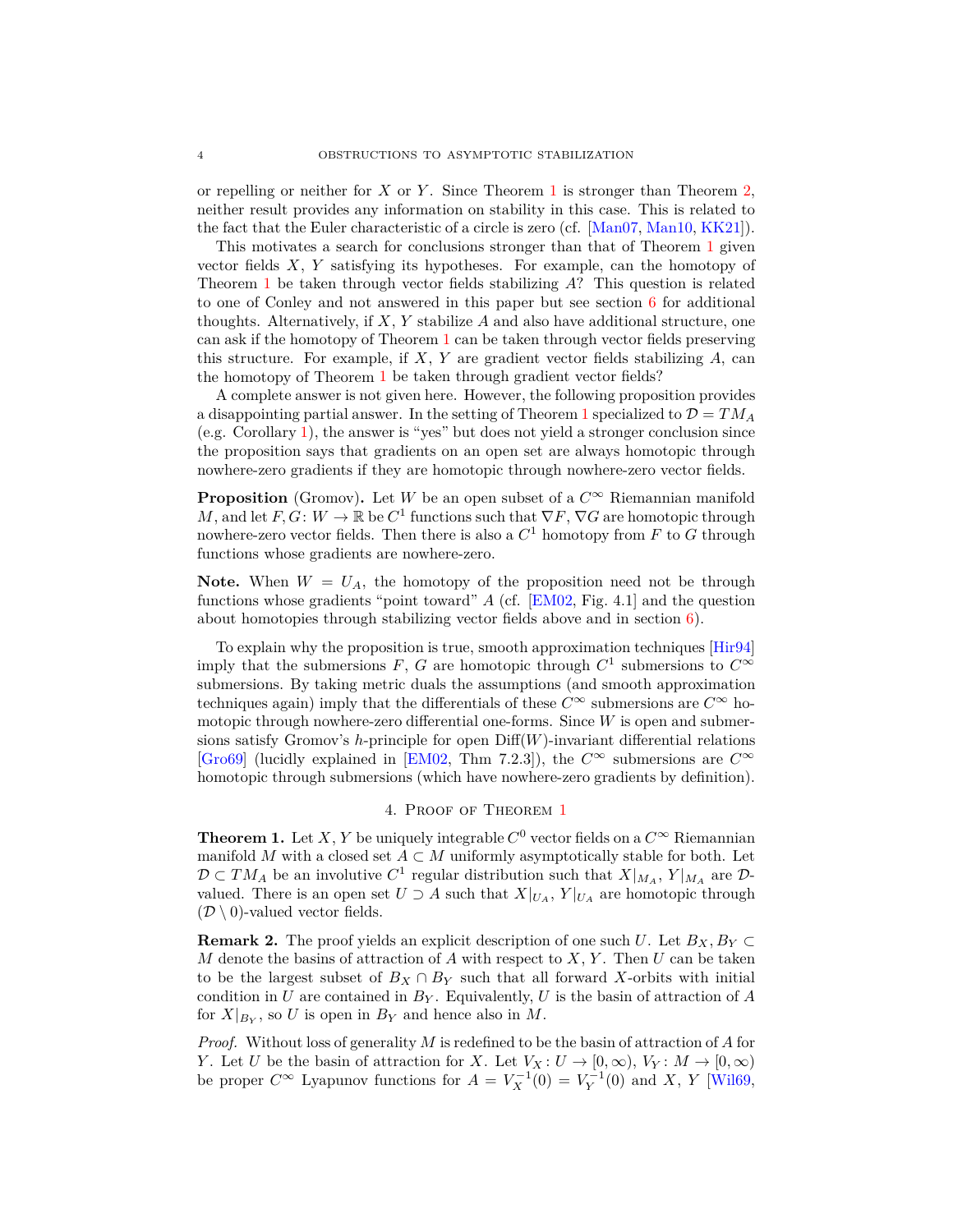or repelling or neither for $X$ or $Y$. Since Theorem 1 is stronger than Theorem 2, neither result provides any information on stability in this case. This is related to the fact that the Euler characteristic of a circle is zero (cf. [Man07, Man10, KK21]).

This motivates a search for conclusions stronger than that of Theorem 1 given vector fields $X$, $Y$ satisfying its hypotheses. For example, can the homotopy of Theorem 1 be taken through vector fields stabilizing $A$? This question is related to one of Conley and not answered in this paper but see section 6 for additional thoughts. Alternatively, if $X$, $Y$ stabilize $A$ and also have additional structure, one can ask if the homotopy of Theorem 1 can be taken through vector fields preserving this structure. For example, if $X$, $Y$ are gradient vector fields stabilizing $A$, can the homotopy of Theorem 1 be taken through gradient vector fields?

A complete answer is not given here. However, the following proposition provides a disappointing partial answer. In the setting of Theorem 1 specialized to $\mathcal{D} = TM_A$ (e.g. Corollary 1), the answer is "yes" but does not yield a stronger conclusion since the proposition says that gradients on an open set are always homotopic through nowhere-zero gradients if they are homotopic through nowhere-zero vector fields.

**Proposition** (Gromov)**.** Let $W$ be an open subset of a $C^\infty$ Riemannian manifold $M$, and let $F, G \colon W \to \mathbb{R}$ be $C^1$ functions such that $\nabla F$, $\nabla G$ are homotopic through nowhere-zero vector fields. Then there is also a $C^1$ homotopy from $F$ to $G$ through functions whose gradients are nowhere-zero.

**Note.** When $W = U_A$, the homotopy of the proposition need not be through functions whose gradients "point toward" $A$ (cf. [EM02, Fig. 4.1] and the question about homotopies through stabilizing vector fields above and in section 6).

To explain why the proposition is true, smooth approximation techniques [Hir94] imply that the submersions $F$, $G$ are homotopic through $C^1$ submersions to $C^\infty$ submersions. By taking metric duals the assumptions (and smooth approximation techniques again) imply that the differentials of these $C^\infty$ submersions are $C^\infty$ homotopic through nowhere-zero differential one-forms. Since $W$ is open and submersions satisfy Gromov's $h$-principle for open $\text{Diff}(W)$-invariant differential relations [Gro69] (lucidly explained in [EM02, Thm 7.2.3]), the $C^\infty$ submersions are $C^\infty$ homotopic through submersions (which have nowhere-zero gradients by definition).

## 4. Proof of Theorem 1

**Theorem 1.** *Let $X$, $Y$ be uniquely integrable $C^0$ vector fields on a $C^\infty$ Riemannian manifold $M$ with a closed set $A \subset M$ uniformly asymptotically stable for both. Let $\mathcal{D} \subset TM_A$ be an involutive $C^1$ regular distribution such that $X|_{M_A}$, $Y|_{M_A}$ are $\mathcal{D}$-valued. There is an open set $U \supset A$ such that $X|_{U_A}$, $Y|_{U_A}$ are homotopic through $(\mathcal{D} \setminus 0)$-valued vector fields.*

**Remark 2.** The proof yields an explicit description of one such $U$. Let $B_X, B_Y \subset M$ denote the basins of attraction of $A$ with respect to $X$, $Y$. Then $U$ can be taken to be the largest subset of $B_X \cap B_Y$ such that all forward $X$-orbits with initial condition in $U$ are contained in $B_Y$. Equivalently, $U$ is the basin of attraction of $A$ for $X|_{B_Y}$, so $U$ is open in $B_Y$ and hence also in $M$.

*Proof.* Without loss of generality $M$ is redefined to be the basin of attraction of $A$ for $Y$. Let $U$ be the basin of attraction for $X$. Let $V_X \colon U \to [0, \infty)$, $V_Y \colon M \to [0, \infty)$ be proper $C^\infty$ Lyapunov functions for $A = V_X^{-1}(0) = V_Y^{-1}(0)$ and $X$, $Y$ [Wil69,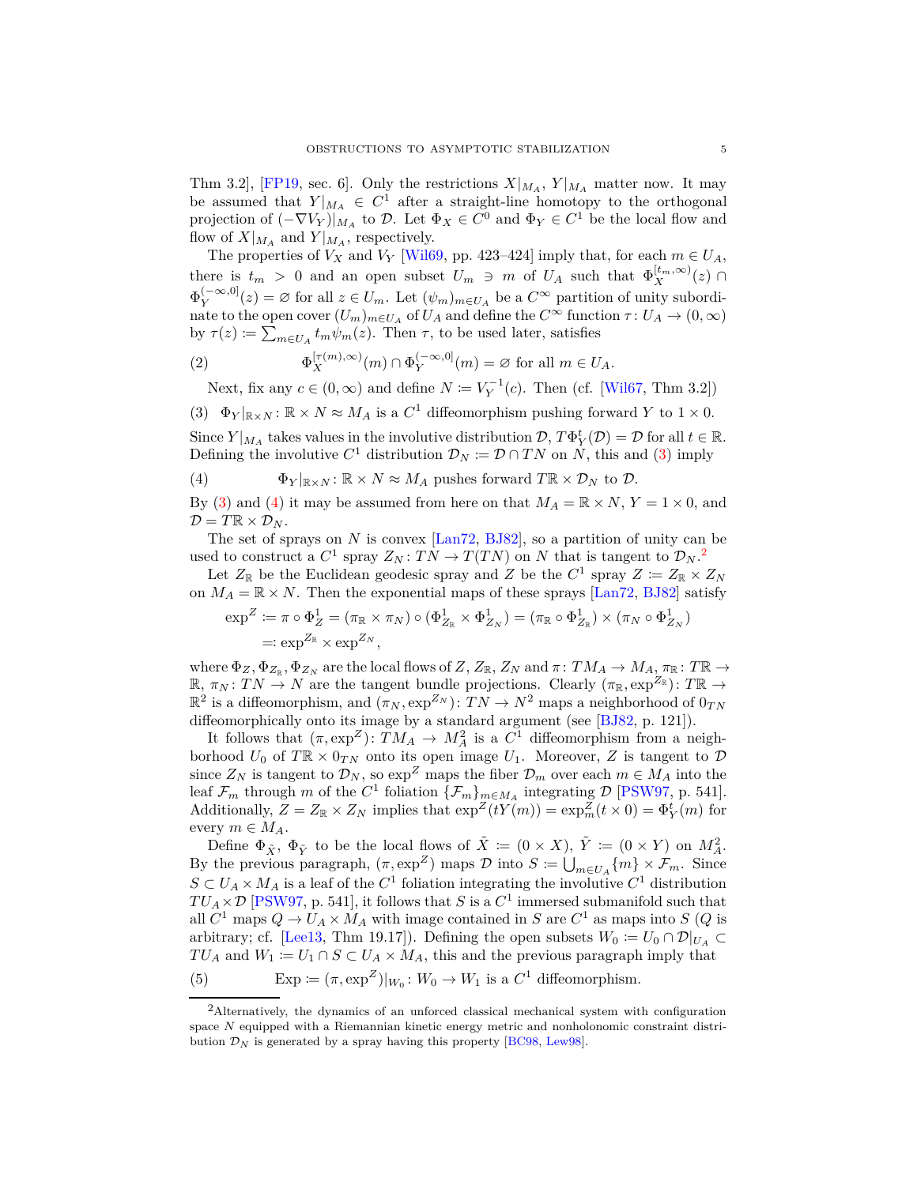Thm 3.2], [FP19, sec. 6]. Only the restrictions $X|_{M_A}$, $Y|_{M_A}$ matter now. It may be assumed that $Y|_{M_A} \in C^1$ after a straight-line homotopy to the orthogonal projection of $(-\nabla V_Y)|_{M_A}$ to $\mathcal{D}$. Let $\Phi_X \in C^0$ and $\Phi_Y \in C^1$ be the local flow and flow of $X|_{M_A}$ and $Y|_{M_A}$, respectively.

The properties of $V_X$ and $V_Y$ [Wil69, pp. 423–424] imply that, for each $m \in U_A$, there is $t_m > 0$ and an open subset $U_m \ni m$ of $U_A$ such that $\Phi_X^{[t_m,\infty)}(z) \cap \Phi_Y^{(-\infty,0]}(z) = \varnothing$ for all $z \in U_m$. Let $(\psi_m)_{m\in U_A}$ be a $C^\infty$ partition of unity subordinate to the open cover $(U_m)_{m\in U_A}$ of $U_A$ and define the $C^\infty$ function $\tau \colon U_A \to (0,\infty)$ by $\tau(z) := \sum_{m\in U_A} t_m \psi_m(z)$. Then $\tau$, to be used later, satisfies

$$\Phi_X^{[\tau(m),\infty)}(m) \cap \Phi_Y^{(-\infty,0]}(m) = \varnothing \text{ for all } m \in U_A. \tag{2}$$

Next, fix any $c \in (0,\infty)$ and define $N := V_Y^{-1}(c)$. Then (cf. [Wil67, Thm 3.2])

$$\Phi_Y|_{\mathbb{R}\times N} \colon \mathbb{R}\times N \approx M_A \text{ is a } C^1 \text{ diffeomorphism pushing forward } Y \text{ to } 1\times 0. \tag{3}$$

Since $Y|_{M_A}$ takes values in the involutive distribution $\mathcal{D}$, $T\Phi_Y^t(\mathcal{D}) = \mathcal{D}$ for all $t \in \mathbb{R}$. Defining the involutive $C^1$ distribution $\mathcal{D}_N := \mathcal{D} \cap TN$ on $N$, this and (3) imply

$$\Phi_Y|_{\mathbb{R}\times N} \colon \mathbb{R}\times N \approx M_A \text{ pushes forward } T\mathbb{R}\times \mathcal{D}_N \text{ to } \mathcal{D}. \tag{4}$$

By (3) and (4) it may be assumed from here on that $M_A = \mathbb{R}\times N$, $Y = 1\times 0$, and $\mathcal{D} = T\mathbb{R}\times\mathcal{D}_N$.

The set of sprays on $N$ is convex [Lan72, BJ82], so a partition of unity can be used to construct a $C^1$ spray $Z_N \colon TN \to T(TN)$ on $N$ that is tangent to $\mathcal{D}_N$.[2]

Let $Z_{\mathbb{R}}$ be the Euclidean geodesic spray and $Z$ be the $C^1$ spray $Z := Z_{\mathbb{R}} \times Z_N$ on $M_A = \mathbb{R}\times N$. Then the exponential maps of these sprays [Lan72, BJ82] satisfy

$$\begin{aligned}\exp^Z &:= \pi \circ \Phi_Z^1 = (\pi_{\mathbb{R}} \times \pi_N)\circ(\Phi^1_{Z_{\mathbb{R}}} \times \Phi^1_{Z_N}) = (\pi_{\mathbb{R}} \circ \Phi^1_{Z_{\mathbb{R}}}) \times (\pi_N \circ \Phi^1_{Z_N})\\ &=: \exp^{Z_{\mathbb{R}}} \times \exp^{Z_N},\end{aligned}$$

where $\Phi_Z, \Phi_{Z_{\mathbb{R}}}, \Phi_{Z_N}$ are the local flows of $Z$, $Z_{\mathbb{R}}$, $Z_N$ and $\pi \colon TM_A \to M_A$, $\pi_{\mathbb{R}} \colon T\mathbb{R} \to \mathbb{R}$, $\pi_N \colon TN \to N$ are the tangent bundle projections. Clearly $(\pi_{\mathbb{R}}, \exp^{Z_{\mathbb{R}}}) \colon T\mathbb{R} \to \mathbb{R}^2$ is a diffeomorphism, and $(\pi_N, \exp^{Z_N}) \colon TN \to N^2$ maps a neighborhood of $0_{TN}$ diffeomorphically onto its image by a standard argument (see [BJ82, p. 121]).

It follows that $(\pi, \exp^Z) \colon TM_A \to M_A^2$ is a $C^1$ diffeomorphism from a neighborhood $U_0$ of $T\mathbb{R}\times 0_{TN}$ onto its open image $U_1$. Moreover, $Z$ is tangent to $\mathcal{D}$ since $Z_N$ is tangent to $\mathcal{D}_N$, so $\exp^Z$ maps the fiber $\mathcal{D}_m$ over each $m \in M_A$ into the leaf $\mathcal{F}_m$ through $m$ of the $C^1$ foliation $\{\mathcal{F}_m\}_{m\in M_A}$ integrating $\mathcal{D}$ [PSW97, p. 541]. Additionally, $Z = Z_{\mathbb{R}}\times Z_N$ implies that $\exp^Z(tY(m)) = \exp^Z_m(t\times 0) = \Phi_Y^t(m)$ for every $m \in M_A$.

Define $\Phi_{\tilde{X}}$, $\Phi_{\tilde{Y}}$ to be the local flows of $\tilde{X} := (0\times X)$, $\tilde{Y} := (0\times Y)$ on $M_A^2$. By the previous paragraph, $(\pi, \exp^Z)$ maps $\mathcal{D}$ into $S := \bigcup_{m\in U_A}\{m\}\times\mathcal{F}_m$. Since $S \subset U_A\times M_A$ is a leaf of the $C^1$ foliation integrating the involutive $C^1$ distribution $TU_A \times \mathcal{D}$ [PSW97, p. 541], it follows that $S$ is a $C^1$ immersed submanifold such that all $C^1$ maps $Q \to U_A \times M_A$ with image contained in $S$ are $C^1$ as maps into $S$ ($Q$ is arbitrary; cf. [Lee13, Thm 19.17]). Defining the open subsets $W_0 := U_0 \cap \mathcal{D}|_{U_A} \subset TU_A$ and $W_1 := U_1 \cap S \subset U_A \times M_A$, this and the previous paragraph imply that

$$\operatorname{Exp} := (\pi, \exp^Z)|_{W_0} \colon W_0 \to W_1 \text{ is a } C^1 \text{ diffeomorphism.} \tag{5}$$

[2] Alternatively, the dynamics of an unforced classical mechanical system with configuration space $N$ equipped with a Riemannian kinetic energy metric and nonholonomic constraint distribution $\mathcal{D}_N$ is generated by a spray having this property [BC98, Lew98].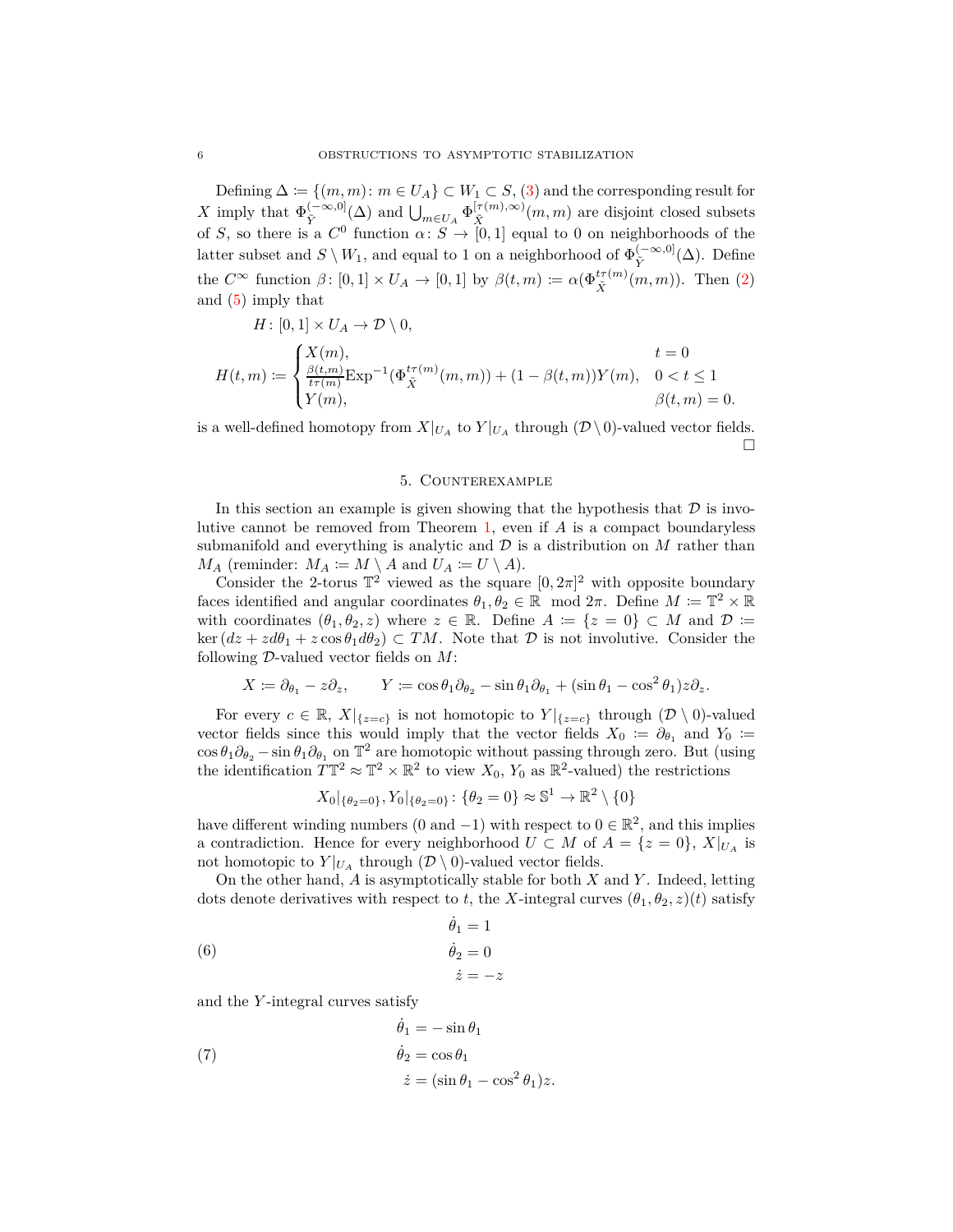Defining $\Delta \coloneqq \{(m,m) : m \in U_A\} \subset W_1 \subset S$, (3) and the corresponding result for $X$ imply that $\Phi_{\tilde{Y}}^{(-\infty,0]}(\Delta)$ and $\bigcup_{m \in U_A} \Phi_{\tilde{X}}^{[\tau(m),\infty)}(m,m)$ are disjoint closed subsets of $S$, so there is a $C^0$ function $\alpha \colon S \to [0,1]$ equal to 0 on neighborhoods of the latter subset and $S \setminus W_1$, and equal to 1 on a neighborhood of $\Phi_{\tilde{Y}}^{(-\infty,0]}(\Delta)$. Define the $C^\infty$ function $\beta \colon [0,1] \times U_A \to [0,1]$ by $\beta(t,m) \coloneqq \alpha(\Phi_{\tilde{X}}^{t\tau(m)}(m,m))$. Then (2) and (5) imply that

$$H \colon [0,1] \times U_A \to \mathcal{D} \setminus 0,$$

$$H(t,m) \coloneqq \begin{cases} X(m), & t = 0 \\ \frac{\beta(t,m)}{t\tau(m)} \mathrm{Exp}^{-1}(\Phi_{\tilde{X}}^{t\tau(m)}(m,m)) + (1-\beta(t,m))Y(m), & 0 < t \leq 1 \\ Y(m), & \beta(t,m) = 0. \end{cases}$$

is a well-defined homotopy from $X|_{U_A}$ to $Y|_{U_A}$ through $(\mathcal{D} \setminus 0)$-valued vector fields. $\square$

## 5. Counterexample

In this section an example is given showing that the hypothesis that $\mathcal{D}$ is involutive cannot be removed from Theorem 1, even if $A$ is a compact boundaryless submanifold and everything is analytic and $\mathcal{D}$ is a distribution on $M$ rather than $M_A$ (reminder: $M_A \coloneqq M \setminus A$ and $U_A \coloneqq U \setminus A$).

Consider the 2-torus $\mathbb{T}^2$ viewed as the square $[0,2\pi]^2$ with opposite boundary faces identified and angular coordinates $\theta_1, \theta_2 \in \mathbb{R} \mod 2\pi$. Define $M \coloneqq \mathbb{T}^2 \times \mathbb{R}$ with coordinates $(\theta_1, \theta_2, z)$ where $z \in \mathbb{R}$. Define $A \coloneqq \{z = 0\} \subset M$ and $\mathcal{D} \coloneqq \ker(dz + z d\theta_1 + z \cos\theta_1 d\theta_2) \subset TM$. Note that $\mathcal{D}$ is not involutive. Consider the following $\mathcal{D}$-valued vector fields on $M$:

$$X \coloneqq \partial_{\theta_1} - z\partial_z, \qquad Y \coloneqq \cos\theta_1 \partial_{\theta_2} - \sin\theta_1 \partial_{\theta_1} + (\sin\theta_1 - \cos^2\theta_1) z \partial_z.$$

For every $c \in \mathbb{R}$, $X|_{\{z=c\}}$ is not homotopic to $Y|_{\{z=c\}}$ through $(\mathcal{D} \setminus 0)$-valued vector fields since this would imply that the vector fields $X_0 \coloneqq \partial_{\theta_1}$ and $Y_0 \coloneqq \cos\theta_1 \partial_{\theta_2} - \sin\theta_1 \partial_{\theta_1}$ on $\mathbb{T}^2$ are homotopic without passing through zero. But (using the identification $T\mathbb{T}^2 \approx \mathbb{T}^2 \times \mathbb{R}^2$ to view $X_0$, $Y_0$ as $\mathbb{R}^2$-valued) the restrictions

$$X_0|_{\{\theta_2 = 0\}}, Y_0|_{\{\theta_2=0\}} \colon \{\theta_2 = 0\} \approx \mathbb{S}^1 \to \mathbb{R}^2 \setminus \{0\}$$

have different winding numbers (0 and $-1$) with respect to $0 \in \mathbb{R}^2$, and this implies a contradiction. Hence for every neighborhood $U \subset M$ of $A = \{z = 0\}$, $X|_{U_A}$ is not homotopic to $Y|_{U_A}$ through $(\mathcal{D} \setminus 0)$-valued vector fields.

On the other hand, $A$ is asymptotically stable for both $X$ and $Y$. Indeed, letting dots denote derivatives with respect to $t$, the $X$-integral curves $(\theta_1, \theta_2, z)(t)$ satisfy

$$\begin{aligned} \dot{\theta}_1 &= 1 \\ \dot{\theta}_2 &= 0 \\ \dot{z} &= -z \end{aligned} \tag{6}$$

and the $Y$-integral curves satisfy

$$\begin{aligned} \dot{\theta}_1 &= -\sin\theta_1 \\ \dot{\theta}_2 &= \cos\theta_1 \\ \dot{z} &= (\sin\theta_1 - \cos^2\theta_1) z. \end{aligned} \tag{7}$$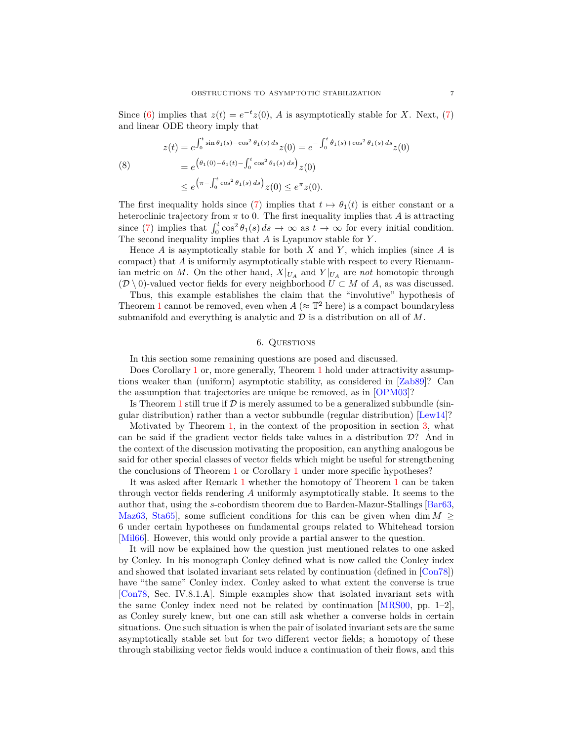Since (6) implies that $z(t) = e^{-t}z(0)$, $A$ is asymptotically stable for $X$. Next, (7) and linear ODE theory imply that

$$
\begin{aligned}
z(t) &= e^{\int_0^t \sin\theta_1(s) - \cos^2\theta_1(s)\, ds} z(0) = e^{-\int_0^t \dot{\theta}_1(s) + \cos^2\theta_1(s)\, ds} z(0) \\
&= e^{\left(\theta_1(0) - \theta_1(t) - \int_0^t \cos^2\theta_1(s)\, ds\right)} z(0) \\
&\leq e^{\left(\pi - \int_0^t \cos^2\theta_1(s)\, ds\right)} z(0) \leq e^{\pi} z(0).
\end{aligned}
\tag{8}
$$

The first inequality holds since (7) implies that $t \mapsto \theta_1(t)$ is either constant or a heteroclinic trajectory from $\pi$ to 0. The first inequality implies that $A$ is attracting since (7) implies that $\int_0^t \cos^2\theta_1(s)\, ds \to \infty$ as $t \to \infty$ for every initial condition. The second inequality implies that $A$ is Lyapunov stable for $Y$.

Hence $A$ is asymptotically stable for both $X$ and $Y$, which implies (since $A$ is compact) that $A$ is uniformly asymptotically stable with respect to every Riemannian metric on $M$. On the other hand, $X|_{U_A}$ and $Y|_{U_A}$ are *not* homotopic through $(\mathcal{D} \setminus 0)$-valued vector fields for every neighborhood $U \subset M$ of $A$, as was discussed.

Thus, this example establishes the claim that the "involutive" hypothesis of Theorem 1 cannot be removed, even when $A$ ($\approx \mathbb{T}^2$ here) is a compact boundaryless submanifold and everything is analytic and $\mathcal{D}$ is a distribution on all of $M$.

## 6. Questions

In this section some remaining questions are posed and discussed.

Does Corollary 1 or, more generally, Theorem 1 hold under attractivity assumptions weaker than (uniform) asymptotic stability, as considered in [Zab89]? Can the assumption that trajectories are unique be removed, as in [OPM03]?

Is Theorem 1 still true if $\mathcal{D}$ is merely assumed to be a generalized subbundle (singular distribution) rather than a vector subbundle (regular distribution) [Lew14]?

Motivated by Theorem 1, in the context of the proposition in section 3, what can be said if the gradient vector fields take values in a distribution $\mathcal{D}$? And in the context of the discussion motivating the proposition, can anything analogous be said for other special classes of vector fields which might be useful for strengthening the conclusions of Theorem 1 or Corollary 1 under more specific hypotheses?

It was asked after Remark 1 whether the homotopy of Theorem 1 can be taken through vector fields rendering $A$ uniformly asymptotically stable. It seems to the author that, using the $s$-cobordism theorem due to Barden-Mazur-Stallings [Bar63, Maz63, Sta65], some sufficient conditions for this can be given when $\dim M \geq 6$ under certain hypotheses on fundamental groups related to Whitehead torsion [Mil66]. However, this would only provide a partial answer to the question.

It will now be explained how the question just mentioned relates to one asked by Conley. In his monograph Conley defined what is now called the Conley index and showed that isolated invariant sets related by continuation (defined in [Con78]) have "the same" Conley index. Conley asked to what extent the converse is true [Con78, Sec. IV.8.1.A]. Simple examples show that isolated invariant sets with the same Conley index need not be related by continuation [MRS00, pp. 1–2], as Conley surely knew, but one can still ask whether a converse holds in certain situations. One such situation is when the pair of isolated invariant sets are the same asymptotically stable set but for two different vector fields; a homotopy of these through stabilizing vector fields would induce a continuation of their flows, and this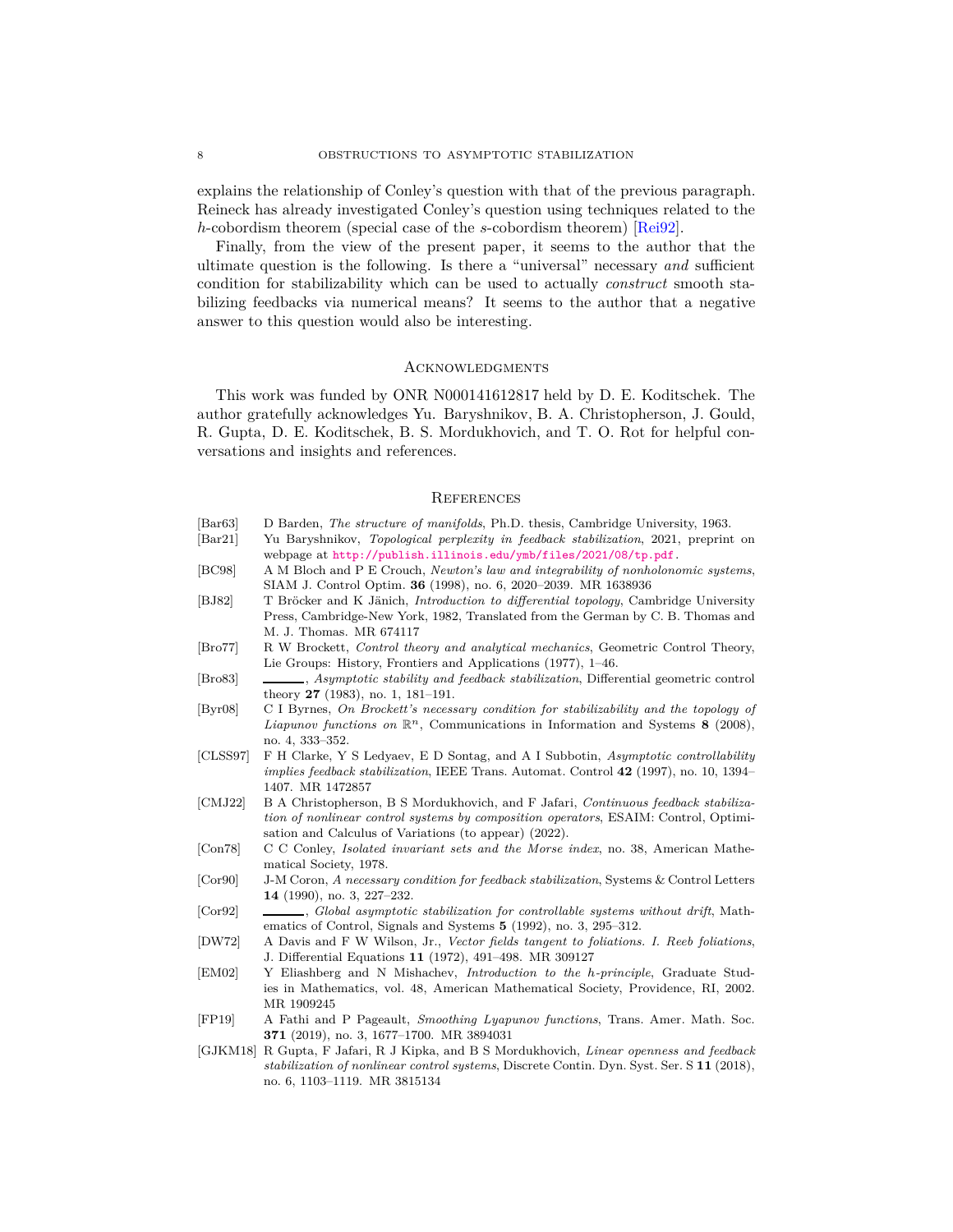explains the relationship of Conley's question with that of the previous paragraph. Reineck has already investigated Conley's question using techniques related to the $h$-cobordism theorem (special case of the $s$-cobordism theorem) [Rei92].

Finally, from the view of the present paper, it seems to the author that the ultimate question is the following. Is there a "universal" necessary *and* sufficient condition for stabilizability which can be used to actually *construct* smooth stabilizing feedbacks via numerical means? It seems to the author that a negative answer to this question would also be interesting.

## Acknowledgments

This work was funded by ONR N000141612817 held by D. E. Koditschek. The author gratefully acknowledges Yu. Baryshnikov, B. A. Christopherson, J. Gould, R. Gupta, D. E. Koditschek, B. S. Mordukhovich, and T. O. Rot for helpful conversations and insights and references.

## References

- [Bar63] D Barden, *The structure of manifolds*, Ph.D. thesis, Cambridge University, 1963.
- [Bar21] Yu Baryshnikov, *Topological perplexity in feedback stabilization*, 2021, preprint on webpage at http://publish.illinois.edu/ymb/files/2021/08/tp.pdf.
- [BC98] A M Bloch and P E Crouch, *Newton's law and integrability of nonholonomic systems*, SIAM J. Control Optim. **36** (1998), no. 6, 2020–2039. MR 1638936
- [BJ82] T Bröcker and K Jänich, *Introduction to differential topology*, Cambridge University Press, Cambridge-New York, 1982, Translated from the German by C. B. Thomas and M. J. Thomas. MR 674117
- [Bro77] R W Brockett, *Control theory and analytical mechanics*, Geometric Control Theory, Lie Groups: History, Frontiers and Applications (1977), 1–46.
- [Bro83] ______, *Asymptotic stability and feedback stabilization*, Differential geometric control theory **27** (1983), no. 1, 181–191.
- [Byr08] C I Byrnes, *On Brockett's necessary condition for stabilizability and the topology of Liapunov functions on $\mathbb{R}^n$*, Communications in Information and Systems **8** (2008), no. 4, 333–352.
- [CLSS97] F H Clarke, Y S Ledyaev, E D Sontag, and A I Subbotin, *Asymptotic controllability implies feedback stabilization*, IEEE Trans. Automat. Control **42** (1997), no. 10, 1394–1407. MR 1472857
- [CMJ22] B A Christopherson, B S Mordukhovich, and F Jafari, *Continuous feedback stabilization of nonlinear control systems by composition operators*, ESAIM: Control, Optimisation and Calculus of Variations (to appear) (2022).
- [Con78] C C Conley, *Isolated invariant sets and the Morse index*, no. 38, American Mathematical Society, 1978.
- [Cor90] J-M Coron, *A necessary condition for feedback stabilization*, Systems & Control Letters **14** (1990), no. 3, 227–232.
- [Cor92] ______, *Global asymptotic stabilization for controllable systems without drift*, Mathematics of Control, Signals and Systems **5** (1992), no. 3, 295–312.
- [DW72] A Davis and F W Wilson, Jr., *Vector fields tangent to foliations. I. Reeb foliations*, J. Differential Equations **11** (1972), 491–498. MR 309127
- [EM02] Y Eliashberg and N Mishachev, *Introduction to the h-principle*, Graduate Studies in Mathematics, vol. 48, American Mathematical Society, Providence, RI, 2002. MR 1909245
- [FP19] A Fathi and P Pageault, *Smoothing Lyapunov functions*, Trans. Amer. Math. Soc. **371** (2019), no. 3, 1677–1700. MR 3894031
- [GJKM18] R Gupta, F Jafari, R J Kipka, and B S Mordukhovich, *Linear openness and feedback stabilization of nonlinear control systems*, Discrete Contin. Dyn. Syst. Ser. S **11** (2018), no. 6, 1103–1119. MR 3815134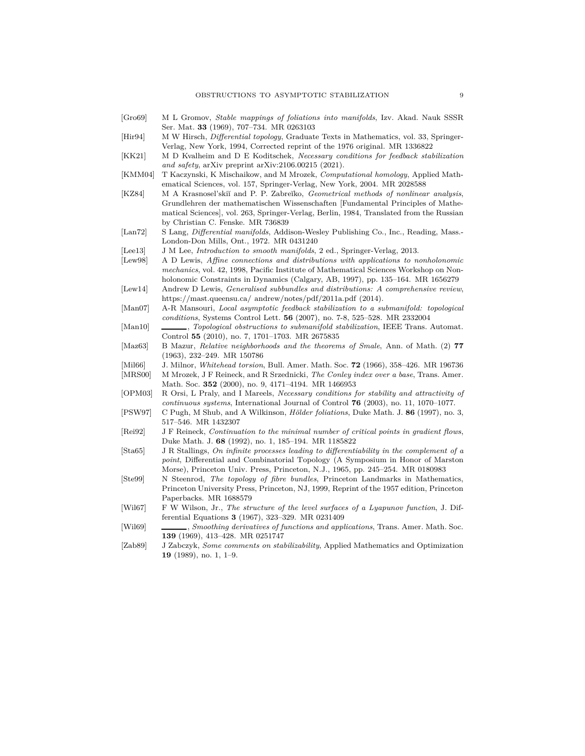[Gro69] M L Gromov, *Stable mappings of foliations into manifolds*, Izv. Akad. Nauk SSSR Ser. Mat. **33** (1969), 707–734. MR 0263103

[Hir94] M W Hirsch, *Differential topology*, Graduate Texts in Mathematics, vol. 33, Springer-Verlag, New York, 1994, Corrected reprint of the 1976 original. MR 1336822

[KK21] M D Kvalheim and D E Koditschek, *Necessary conditions for feedback stabilization and safety*, arXiv preprint arXiv:2106.00215 (2021).

[KMM04] T Kaczynski, K Mischaikow, and M Mrozek, *Computational homology*, Applied Mathematical Sciences, vol. 157, Springer-Verlag, New York, 2004. MR 2028588

[KZ84] M A Krasnosel'skiĭ and P. P. Zabreĭko, *Geometrical methods of nonlinear analysis*, Grundlehren der mathematischen Wissenschaften [Fundamental Principles of Mathematical Sciences], vol. 263, Springer-Verlag, Berlin, 1984, Translated from the Russian by Christian C. Fenske. MR 736839

[Lan72] S Lang, *Differential manifolds*, Addison-Wesley Publishing Co., Inc., Reading, Mass.-London-Don Mills, Ont., 1972. MR 0431240

[Lee13] J M Lee, *Introduction to smooth manifolds*, 2 ed., Springer-Verlag, 2013.

[Lew98] A D Lewis, *Affine connections and distributions with applications to nonholonomic mechanics*, vol. 42, 1998, Pacific Institute of Mathematical Sciences Workshop on Nonholonomic Constraints in Dynamics (Calgary, AB, 1997), pp. 135–164. MR 1656279

[Lew14] Andrew D Lewis, *Generalised subbundles and distributions: A comprehensive review*, https://mast.queensu.ca/ andrew/notes/pdf/2011a.pdf (2014).

[Man07] A-R Mansouri, *Local asymptotic feedback stabilization to a submanifold: topological conditions*, Systems Control Lett. **56** (2007), no. 7-8, 525–528. MR 2332004

[Man10] ———, *Topological obstructions to submanifold stabilization*, IEEE Trans. Automat. Control **55** (2010), no. 7, 1701–1703. MR 2675835

[Maz63] B Mazur, *Relative neighborhoods and the theorems of Smale*, Ann. of Math. (2) **77** (1963), 232–249. MR 150786

[Mil66] J. Milnor, *Whitehead torsion*, Bull. Amer. Math. Soc. **72** (1966), 358–426. MR 196736

[MRS00] M Mrozek, J F Reineck, and R Srzednicki, *The Conley index over a base*, Trans. Amer. Math. Soc. **352** (2000), no. 9, 4171–4194. MR 1466953

[OPM03] R Orsi, L Praly, and I Mareels, *Necessary conditions for stability and attractivity of continuous systems*, International Journal of Control **76** (2003), no. 11, 1070–1077.

[PSW97] C Pugh, M Shub, and A Wilkinson, *Hölder foliations*, Duke Math. J. **86** (1997), no. 3, 517–546. MR 1432307

[Rei92] J F Reineck, *Continuation to the minimal number of critical points in gradient flows*, Duke Math. J. **68** (1992), no. 1, 185–194. MR 1185822

[Sta65] J R Stallings, *On infinite processes leading to differentiability in the complement of a point*, Differential and Combinatorial Topology (A Symposium in Honor of Marston Morse), Princeton Univ. Press, Princeton, N.J., 1965, pp. 245–254. MR 0180983

[Ste99] N Steenrod, *The topology of fibre bundles*, Princeton Landmarks in Mathematics, Princeton University Press, Princeton, NJ, 1999, Reprint of the 1957 edition, Princeton Paperbacks. MR 1688579

[Wil67] F W Wilson, Jr., *The structure of the level surfaces of a Lyapunov function*, J. Differential Equations **3** (1967), 323–329. MR 0231409

[Wil69] ———, *Smoothing derivatives of functions and applications*, Trans. Amer. Math. Soc. **139** (1969), 413–428. MR 0251747

[Zab89] J Zabczyk, *Some comments on stabilizability*, Applied Mathematics and Optimization **19** (1989), no. 1, 1–9.